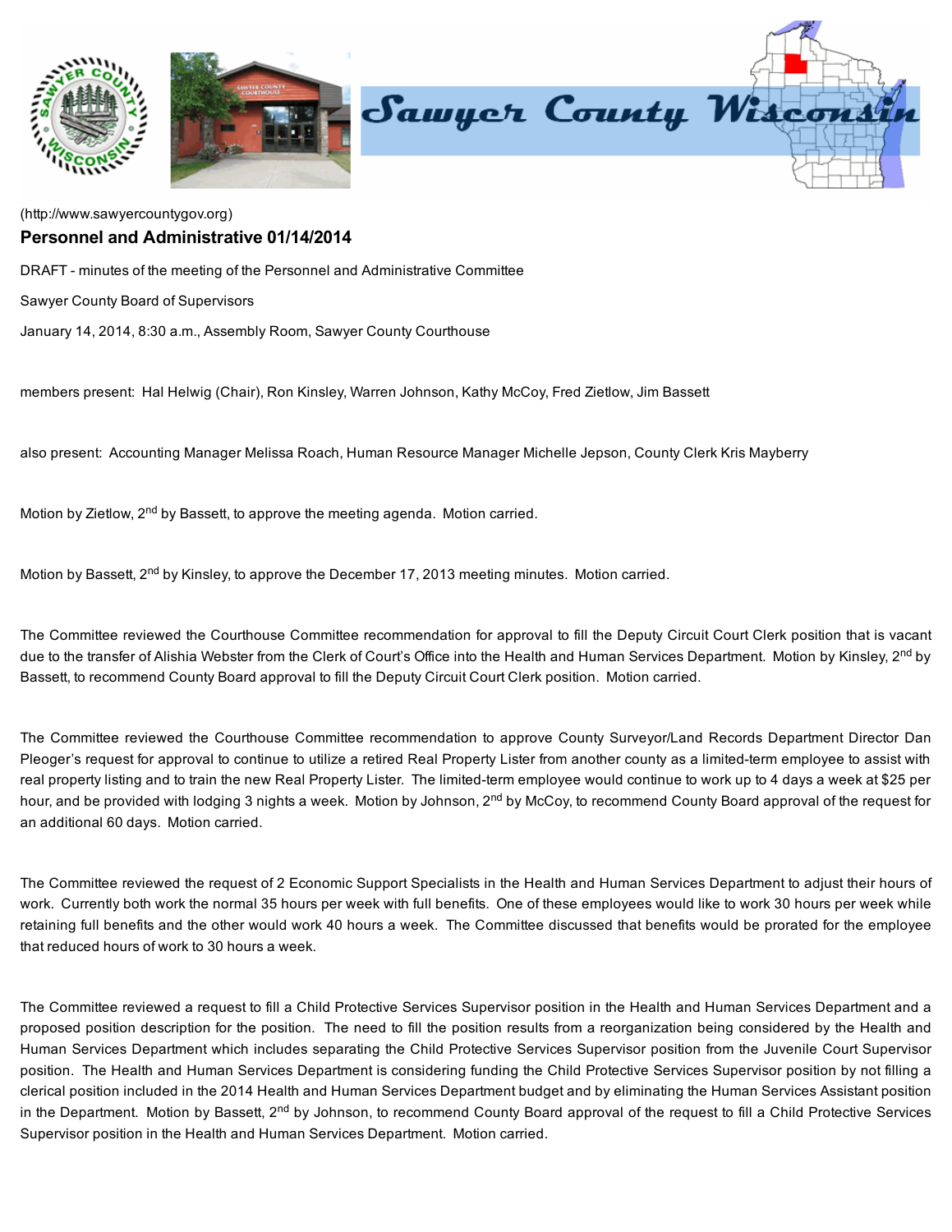(http://www.sawyercountygov.org)

## Personnel and Administrative 01/14/2014

DRAFT - minutes of the meeting of the Personnel and Administrative Committee

Sawyer County Board of Supervisors

January 14, 2014, 8:30 a.m., Assembly Room, Sawyer County Courthouse

members present: Hal Helwig (Chair), Ron Kinsley, Warren Johnson, Kathy McCoy, Fred Zietlow, Jim Bassett

also present: Accounting Manager Melissa Roach, Human Resource Manager Michelle Jepson, County Clerk Kris Mayberry

Motion by Zietlow, 2nd by Bassett, to approve the meeting agenda. Motion carried.

Motion by Bassett, 2nd by Kinsley, to approve the December 17, 2013 meeting minutes. Motion carried.

The Committee reviewed the Courthouse Committee recommendation for approval to fill the Deputy Circuit Court Clerk position that is vacant due to the transfer of Alishia Webster from the Clerk of Court's Office into the Health and Human Services Department. Motion by Kinsley, 2nd by Bassett, to recommend County Board approval to fill the Deputy Circuit Court Clerk position. Motion carried.

The Committee reviewed the Courthouse Committee recommendation to approve County Surveyor/Land Records Department Director Dan Pleoger's request for approval to continue to utilize a retired Real Property Lister from another county as a limited-term employee to assist with real property listing and to train the new Real Property Lister. The limited-term employee would continue to work up to 4 days a week at $25 per hour, and be provided with lodging 3 nights a week. Motion by Johnson, 2nd by McCoy, to recommend County Board approval of the request for an additional 60 days. Motion carried.

The Committee reviewed the request of 2 Economic Support Specialists in the Health and Human Services Department to adjust their hours of work. Currently both work the normal 35 hours per week with full benefits. One of these employees would like to work 30 hours per week while retaining full benefits and the other would work 40 hours a week. The Committee discussed that benefits would be prorated for the employee that reduced hours of work to 30 hours a week.

The Committee reviewed a request to fill a Child Protective Services Supervisor position in the Health and Human Services Department and a proposed position description for the position. The need to fill the position results from a reorganization being considered by the Health and Human Services Department which includes separating the Child Protective Services Supervisor position from the Juvenile Court Supervisor position. The Health and Human Services Department is considering funding the Child Protective Services Supervisor position by not filling a clerical position included in the 2014 Health and Human Services Department budget and by eliminating the Human Services Assistant position in the Department. Motion by Bassett, 2nd by Johnson, to recommend County Board approval of the request to fill a Child Protective Services Supervisor position in the Health and Human Services Department. Motion carried.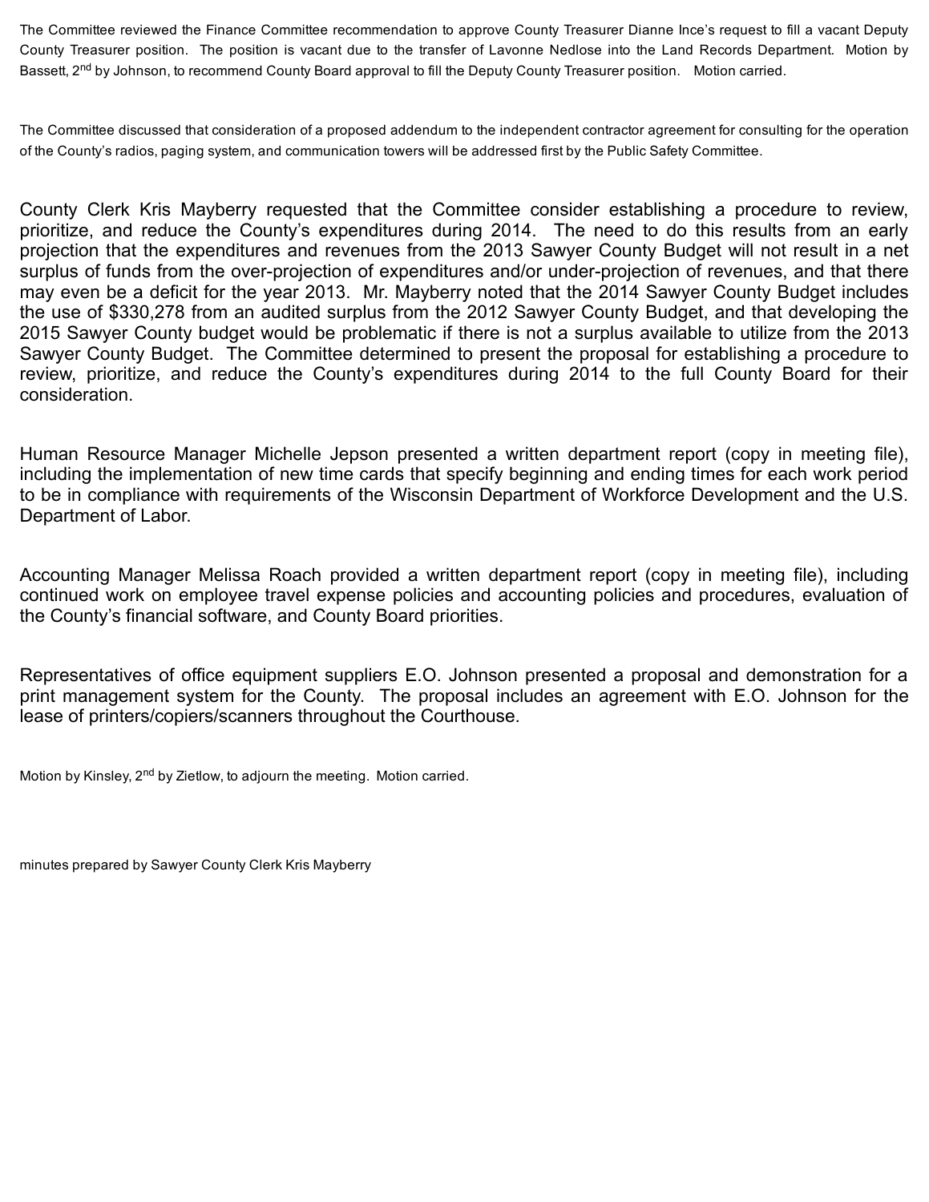The Committee reviewed the Finance Committee recommendation to approve County Treasurer Dianne Ince's request to fill a vacant Deputy County Treasurer position. The position is vacant due to the transfer of Lavonne Nedlose into the Land Records Department. Motion by Bassett, 2nd by Johnson, to recommend County Board approval to fill the Deputy County Treasurer position. Motion carried.

The Committee discussed that consideration of a proposed addendum to the independent contractor agreement for consulting for the operation of the County's radios, paging system, and communication towers will be addressed first by the Public Safety Committee.

County Clerk Kris Mayberry requested that the Committee consider establishing a procedure to review, prioritize, and reduce the County's expenditures during 2014. The need to do this results from an early projection that the expenditures and revenues from the 2013 Sawyer County Budget will not result in a net surplus of funds from the over-projection of expenditures and/or under-projection of revenues, and that there may even be a deficit for the year 2013. Mr. Mayberry noted that the 2014 Sawyer County Budget includes the use of $330,278 from an audited surplus from the 2012 Sawyer County Budget, and that developing the 2015 Sawyer County budget would be problematic if there is not a surplus available to utilize from the 2013 Sawyer County Budget. The Committee determined to present the proposal for establishing a procedure to review, prioritize, and reduce the County's expenditures during 2014 to the full County Board for their consideration.

Human Resource Manager Michelle Jepson presented a written department report (copy in meeting file), including the implementation of new time cards that specify beginning and ending times for each work period to be in compliance with requirements of the Wisconsin Department of Workforce Development and the U.S. Department of Labor.

Accounting Manager Melissa Roach provided a written department report (copy in meeting file), including continued work on employee travel expense policies and accounting policies and procedures, evaluation of the County's financial software, and County Board priorities.

Representatives of office equipment suppliers E.O. Johnson presented a proposal and demonstration for a print management system for the County. The proposal includes an agreement with E.O. Johnson for the lease of printers/copiers/scanners throughout the Courthouse.

Motion by Kinsley, 2nd by Zietlow, to adjourn the meeting. Motion carried.

minutes prepared by Sawyer County Clerk Kris Mayberry